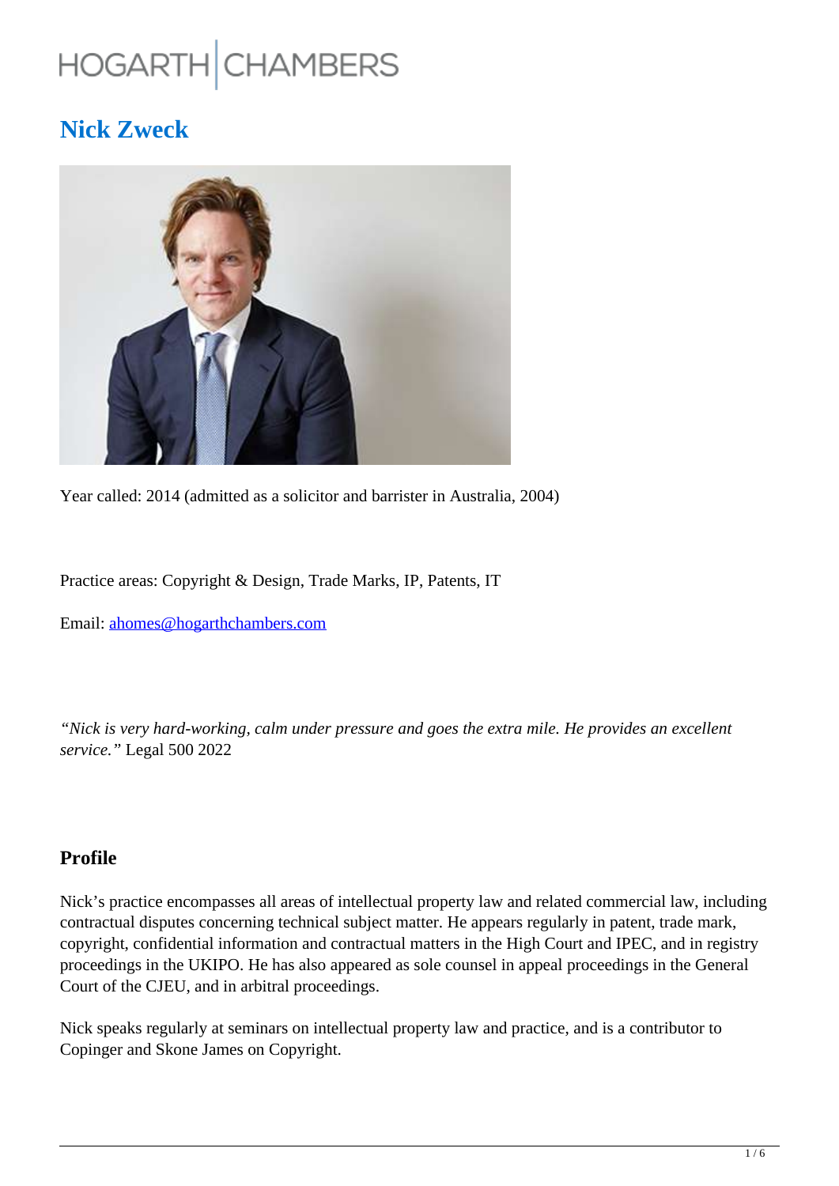HOGARTH | CHAMBERS

# Nick Zweck

Year called: 2014 (admitted as a solicitor and barrister in Australia, 2004)

Practice areas: Copyright & Design, Trade Marks, IP, Patents, IT

Email: [ahomes@hogarthchambers.com](mailto:ahomes@hogarthchambers.com)

*"Nick is very hard-working, calm under pressure and goes the extra mile. He provides an excellent service."* Legal 500 2022

## Profile

Nick's practice encompasses all areas of intellectual property law and related commercial law, including contractual disputes concerning technical subject matter. He appears regularly in patent, trade mark, copyright, confidential information and contractual matters in the High Court and IPEC, and in registry proceedings in the UKIPO. He has also appeared as sole counsel in appeal proceedings in the General Court of the CJEU, and in arbitral proceedings.

Nick speaks regularly at seminars on intellectual property law and practice, and is a contributor to Copinger and Skone James on Copyright.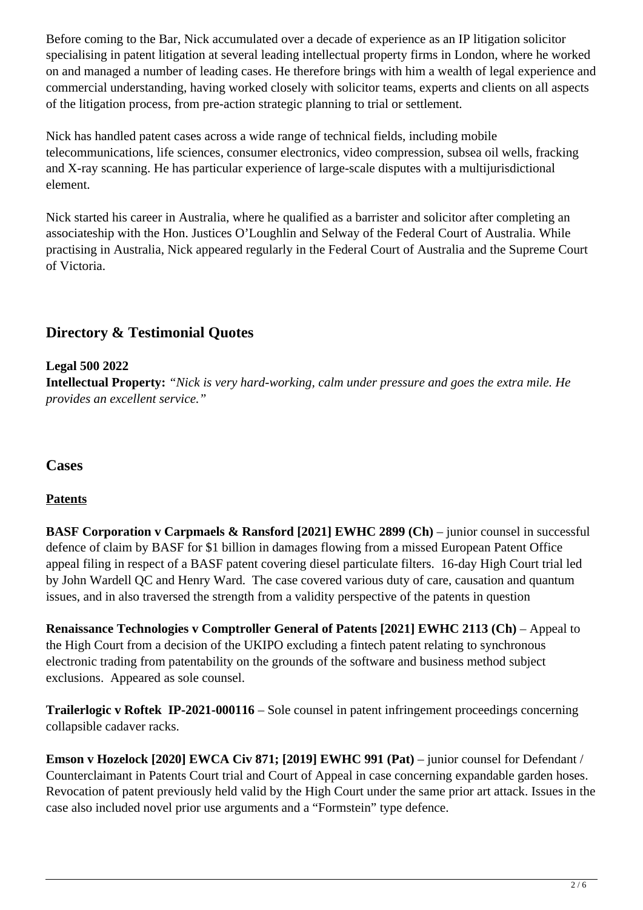Before coming to the Bar, Nick accumulated over a decade of experience as an IP litigation solicitor specialising in patent litigation at several leading intellectual property firms in London, where he worked on and managed a number of leading cases. He therefore brings with him a wealth of legal experience and commercial understanding, having worked closely with solicitor teams, experts and clients on all aspects of the litigation process, from pre-action strategic planning to trial or settlement.

Nick has handled patent cases across a wide range of technical fields, including mobile telecommunications, life sciences, consumer electronics, video compression, subsea oil wells, fracking and X-ray scanning. He has particular experience of large-scale disputes with a multijurisdictional element.

Nick started his career in Australia, where he qualified as a barrister and solicitor after completing an associateship with the Hon. Justices O'Loughlin and Selway of the Federal Court of Australia. While practising in Australia, Nick appeared regularly in the Federal Court of Australia and the Supreme Court of Victoria.

## Directory & Testimonial Quotes

**Legal 500 2022**
**Intellectual Property:** *"Nick is very hard-working, calm under pressure and goes the extra mile. He provides an excellent service."*

## Cases

### Patents

**BASF Corporation v Carpmaels & Ransford [2021] EWHC 2899 (Ch)** – junior counsel in successful defence of claim by BASF for $1 billion in damages flowing from a missed European Patent Office appeal filing in respect of a BASF patent covering diesel particulate filters. 16-day High Court trial led by John Wardell QC and Henry Ward. The case covered various duty of care, causation and quantum issues, and in also traversed the strength from a validity perspective of the patents in question

**Renaissance Technologies v Comptroller General of Patents [2021] EWHC 2113 (Ch)** – Appeal to the High Court from a decision of the UKIPO excluding a fintech patent relating to synchronous electronic trading from patentability on the grounds of the software and business method subject exclusions. Appeared as sole counsel.

**Trailerlogic v Roftek IP-2021-000116** – Sole counsel in patent infringement proceedings concerning collapsible cadaver racks.

**Emson v Hozelock [2020] EWCA Civ 871; [2019] EWHC 991 (Pat)** – junior counsel for Defendant / Counterclaimant in Patents Court trial and Court of Appeal in case concerning expandable garden hoses. Revocation of patent previously held valid by the High Court under the same prior art attack. Issues in the case also included novel prior use arguments and a "Formstein" type defence.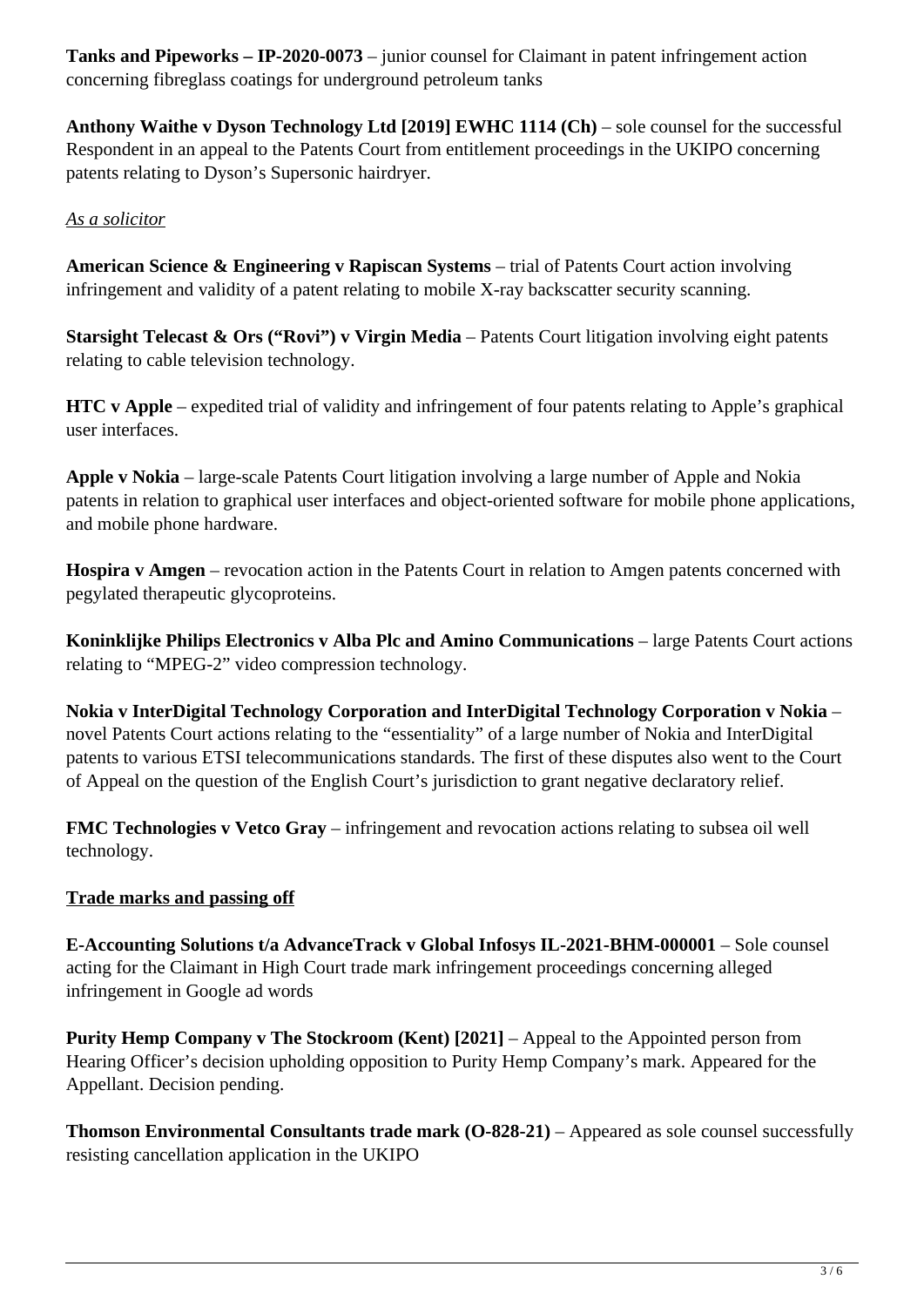**Tanks and Pipeworks – IP-2020-0073** – junior counsel for Claimant in patent infringement action concerning fibreglass coatings for underground petroleum tanks

**Anthony Waithe v Dyson Technology Ltd [2019] EWHC 1114 (Ch)** – sole counsel for the successful Respondent in an appeal to the Patents Court from entitlement proceedings in the UKIPO concerning patents relating to Dyson's Supersonic hairdryer.

*As a solicitor*

**American Science & Engineering v Rapiscan Systems** – trial of Patents Court action involving infringement and validity of a patent relating to mobile X-ray backscatter security scanning.

**Starsight Telecast & Ors ("Rovi") v Virgin Media** – Patents Court litigation involving eight patents relating to cable television technology.

**HTC v Apple** – expedited trial of validity and infringement of four patents relating to Apple's graphical user interfaces.

**Apple v Nokia** – large-scale Patents Court litigation involving a large number of Apple and Nokia patents in relation to graphical user interfaces and object-oriented software for mobile phone applications, and mobile phone hardware.

**Hospira v Amgen** – revocation action in the Patents Court in relation to Amgen patents concerned with pegylated therapeutic glycoproteins.

**Koninklijke Philips Electronics v Alba Plc and Amino Communications** – large Patents Court actions relating to "MPEG-2" video compression technology.

**Nokia v InterDigital Technology Corporation and InterDigital Technology Corporation v Nokia** – novel Patents Court actions relating to the "essentiality" of a large number of Nokia and InterDigital patents to various ETSI telecommunications standards. The first of these disputes also went to the Court of Appeal on the question of the English Court's jurisdiction to grant negative declaratory relief.

**FMC Technologies v Vetco Gray** – infringement and revocation actions relating to subsea oil well technology.

**Trade marks and passing off**

**E-Accounting Solutions t/a AdvanceTrack v Global Infosys IL-2021-BHM-000001** – Sole counsel acting for the Claimant in High Court trade mark infringement proceedings concerning alleged infringement in Google ad words

**Purity Hemp Company v The Stockroom (Kent) [2021]** – Appeal to the Appointed person from Hearing Officer's decision upholding opposition to Purity Hemp Company's mark. Appeared for the Appellant. Decision pending.

**Thomson Environmental Consultants trade mark (O-828-21)** – Appeared as sole counsel successfully resisting cancellation application in the UKIPO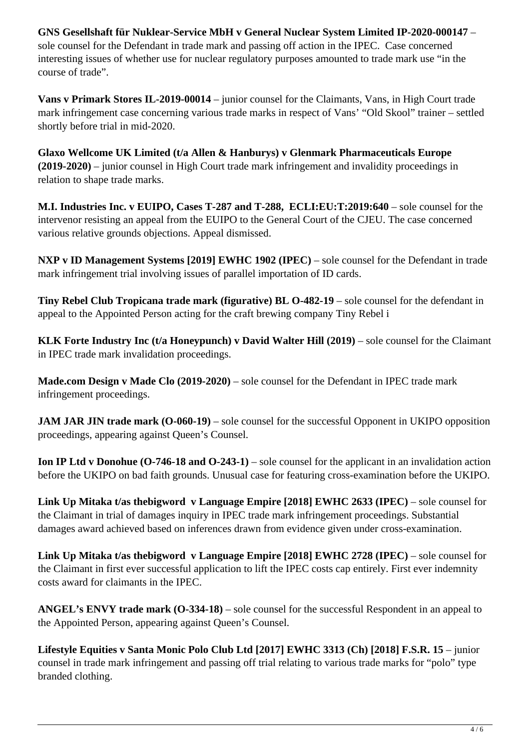**GNS Gesellschaft für Nuklear-Service MbH v General Nuclear System Limited IP-2020-000147** – sole counsel for the Defendant in trade mark and passing off action in the IPEC. Case concerned interesting issues of whether use for nuclear regulatory purposes amounted to trade mark use "in the course of trade".

**Vans v Primark Stores IL-2019-00014** – junior counsel for the Claimants, Vans, in High Court trade mark infringement case concerning various trade marks in respect of Vans' "Old Skool" trainer – settled shortly before trial in mid-2020.

**Glaxo Wellcome UK Limited (t/a Allen & Hanburys) v Glenmark Pharmaceuticals Europe (2019-2020)** – junior counsel in High Court trade mark infringement and invalidity proceedings in relation to shape trade marks.

**M.I. Industries Inc. v EUIPO, Cases T-287 and T-288, ECLI:EU:T:2019:640** – sole counsel for the intervenor resisting an appeal from the EUIPO to the General Court of the CJEU. The case concerned various relative grounds objections. Appeal dismissed.

**NXP v ID Management Systems [2019] EWHC 1902 (IPEC)** – sole counsel for the Defendant in trade mark infringement trial involving issues of parallel importation of ID cards.

**Tiny Rebel Club Tropicana trade mark (figurative) BL O-482-19** – sole counsel for the defendant in appeal to the Appointed Person acting for the craft brewing company Tiny Rebel i

**KLK Forte Industry Inc (t/a Honeypunch) v David Walter Hill (2019)** – sole counsel for the Claimant in IPEC trade mark invalidation proceedings.

**Made.com Design v Made Clo (2019-2020)** – sole counsel for the Defendant in IPEC trade mark infringement proceedings.

**JAM JAR JIN trade mark (O-060-19)** – sole counsel for the successful Opponent in UKIPO opposition proceedings, appearing against Queen's Counsel.

**Ion IP Ltd v Donohue (O-746-18 and O-243-1)** – sole counsel for the applicant in an invalidation action before the UKIPO on bad faith grounds. Unusual case for featuring cross-examination before the UKIPO.

**Link Up Mitaka t/as thebigword v Language Empire [2018] EWHC 2633 (IPEC)** – sole counsel for the Claimant in trial of damages inquiry in IPEC trade mark infringement proceedings. Substantial damages award achieved based on inferences drawn from evidence given under cross-examination.

**Link Up Mitaka t/as thebigword v Language Empire [2018] EWHC 2728 (IPEC)** – sole counsel for the Claimant in first ever successful application to lift the IPEC costs cap entirely. First ever indemnity costs award for claimants in the IPEC.

**ANGEL's ENVY trade mark (O-334-18)** – sole counsel for the successful Respondent in an appeal to the Appointed Person, appearing against Queen's Counsel.

**Lifestyle Equities v Santa Monic Polo Club Ltd [2017] EWHC 3313 (Ch) [2018] F.S.R. 15** – junior counsel in trade mark infringement and passing off trial relating to various trade marks for "polo" type branded clothing.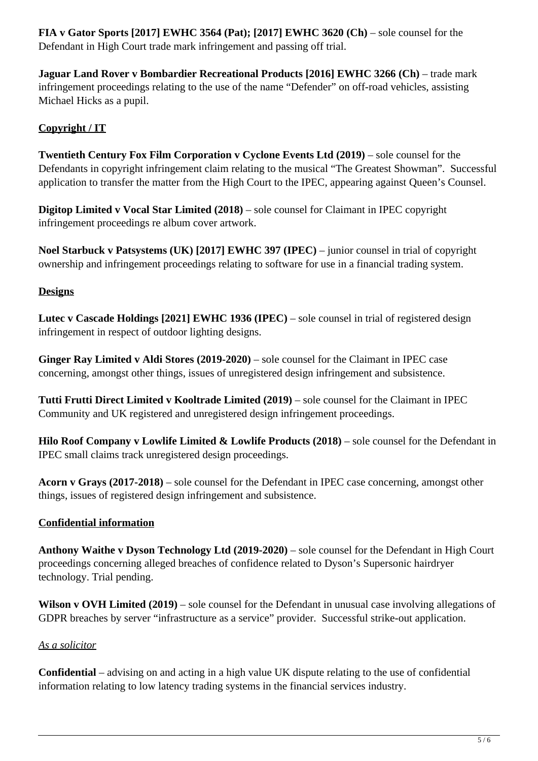**FIA v Gator Sports [2017] EWHC 3564 (Pat); [2017] EWHC 3620 (Ch)** – sole counsel for the Defendant in High Court trade mark infringement and passing off trial.

**Jaguar Land Rover v Bombardier Recreational Products [2016] EWHC 3266 (Ch)** – trade mark infringement proceedings relating to the use of the name "Defender" on off-road vehicles, assisting Michael Hicks as a pupil.

**Copyright / IT**

**Twentieth Century Fox Film Corporation v Cyclone Events Ltd (2019)** – sole counsel for the Defendants in copyright infringement claim relating to the musical "The Greatest Showman". Successful application to transfer the matter from the High Court to the IPEC, appearing against Queen's Counsel.

**Digitop Limited v Vocal Star Limited (2018)** – sole counsel for Claimant in IPEC copyright infringement proceedings re album cover artwork.

**Noel Starbuck v Patsystems (UK) [2017] EWHC 397 (IPEC)** – junior counsel in trial of copyright ownership and infringement proceedings relating to software for use in a financial trading system.

**Designs**

**Lutec v Cascade Holdings [2021] EWHC 1936 (IPEC)** – sole counsel in trial of registered design infringement in respect of outdoor lighting designs.

**Ginger Ray Limited v Aldi Stores (2019-2020)** – sole counsel for the Claimant in IPEC case concerning, amongst other things, issues of unregistered design infringement and subsistence.

**Tutti Frutti Direct Limited v Kooltrade Limited (2019)** – sole counsel for the Claimant in IPEC Community and UK registered and unregistered design infringement proceedings.

**Hilo Roof Company v Lowlife Limited & Lowlife Products (2018)** – sole counsel for the Defendant in IPEC small claims track unregistered design proceedings.

**Acorn v Grays (2017-2018)** – sole counsel for the Defendant in IPEC case concerning, amongst other things, issues of registered design infringement and subsistence.

**Confidential information**

**Anthony Waithe v Dyson Technology Ltd (2019-2020)** – sole counsel for the Defendant in High Court proceedings concerning alleged breaches of confidence related to Dyson's Supersonic hairdryer technology. Trial pending.

**Wilson v OVH Limited (2019)** – sole counsel for the Defendant in unusual case involving allegations of GDPR breaches by server "infrastructure as a service" provider. Successful strike-out application.

*As a solicitor*

**Confidential** – advising on and acting in a high value UK dispute relating to the use of confidential information relating to low latency trading systems in the financial services industry.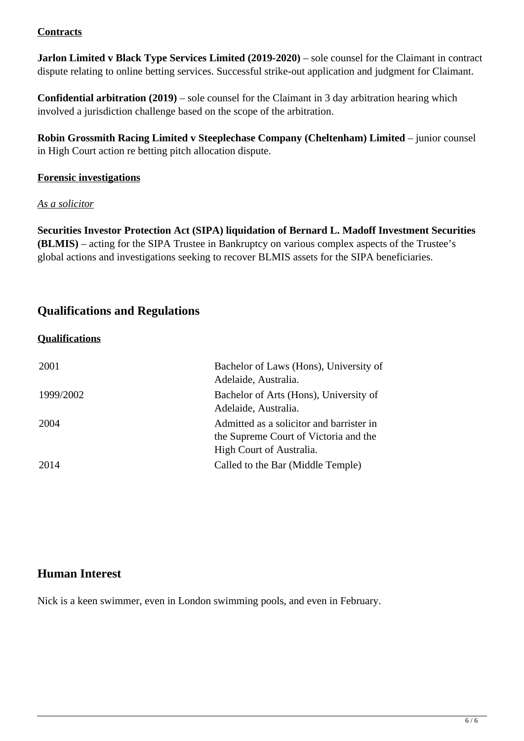**Contracts**

**Jarlon Limited v Black Type Services Limited (2019-2020)** – sole counsel for the Claimant in contract dispute relating to online betting services. Successful strike-out application and judgment for Claimant.

**Confidential arbitration (2019)** – sole counsel for the Claimant in 3 day arbitration hearing which involved a jurisdiction challenge based on the scope of the arbitration.

**Robin Grossmith Racing Limited v Steeplechase Company (Cheltenham) Limited** – junior counsel in High Court action re betting pitch allocation dispute.

**Forensic investigations**

*As a solicitor*

**Securities Investor Protection Act (SIPA) liquidation of Bernard L. Madoff Investment Securities (BLMIS)** – acting for the SIPA Trustee in Bankruptcy on various complex aspects of the Trustee's global actions and investigations seeking to recover BLMIS assets for the SIPA beneficiaries.

## Qualifications and Regulations

**Qualifications**

| | |
|---|---|
| 2001 | Bachelor of Laws (Hons), University of Adelaide, Australia. |
| 1999/2002 | Bachelor of Arts (Hons), University of Adelaide, Australia. |
| 2004 | Admitted as a solicitor and barrister in the Supreme Court of Victoria and the High Court of Australia. |
| 2014 | Called to the Bar (Middle Temple) |

## Human Interest

Nick is a keen swimmer, even in London swimming pools, and even in February.